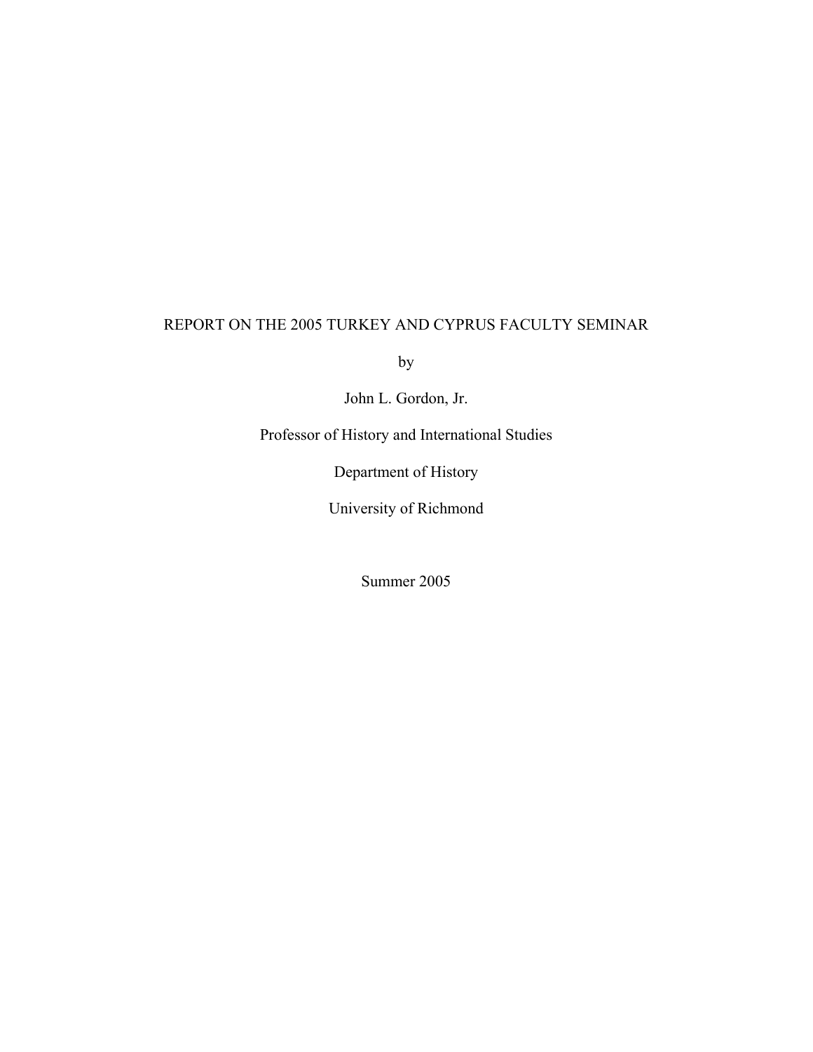# REPORT ON THE 2005 TURKEY AND CYPRUS FACULTY SEMINAR

by

John L. Gordon, Jr.

Professor of History and International Studies

Department of History

University of Richmond

Summer 2005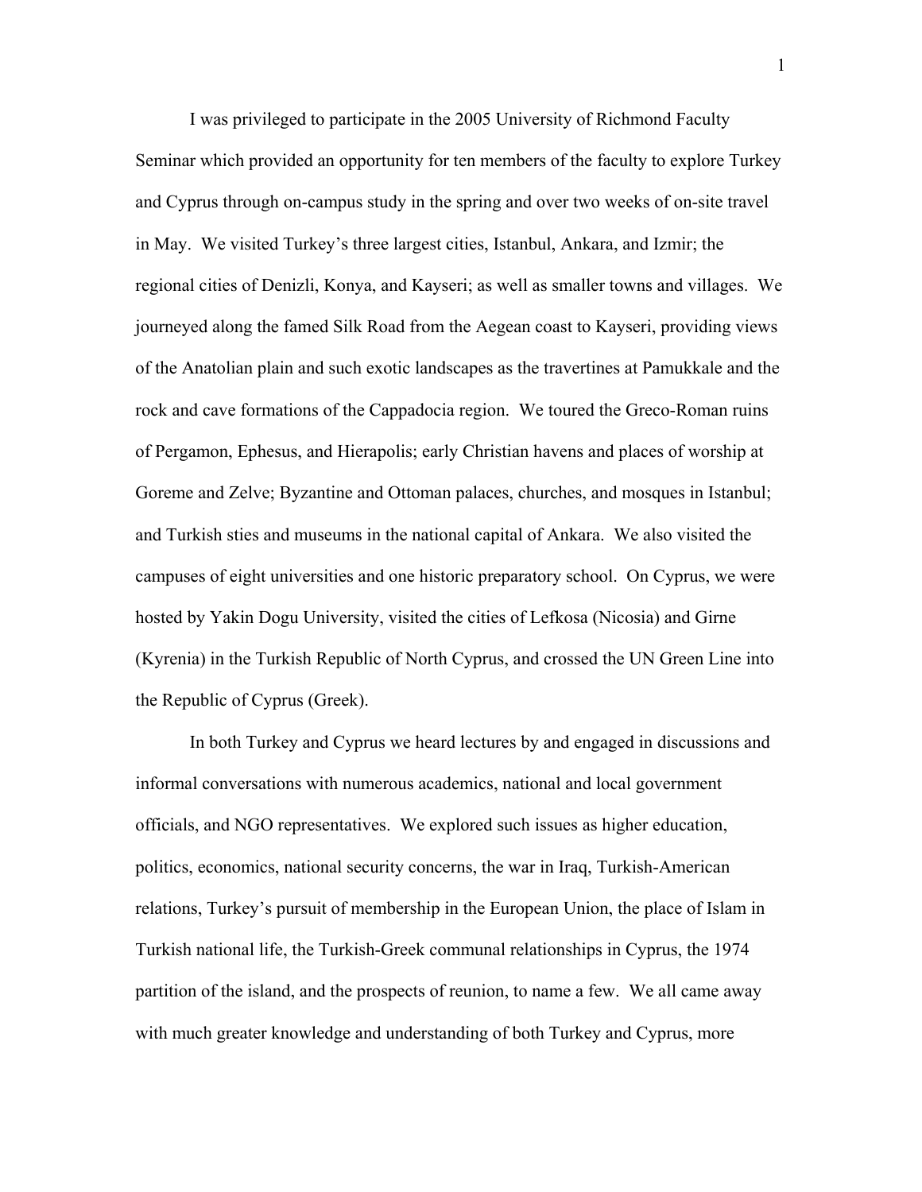I was privileged to participate in the 2005 University of Richmond Faculty Seminar which provided an opportunity for ten members of the faculty to explore Turkey and Cyprus through on-campus study in the spring and over two weeks of on-site travel in May. We visited Turkey's three largest cities, Istanbul, Ankara, and Izmir; the regional cities of Denizli, Konya, and Kayseri; as well as smaller towns and villages. We journeyed along the famed Silk Road from the Aegean coast to Kayseri, providing views of the Anatolian plain and such exotic landscapes as the travertines at Pamukkale and the rock and cave formations of the Cappadocia region. We toured the Greco-Roman ruins of Pergamon, Ephesus, and Hierapolis; early Christian havens and places of worship at Goreme and Zelve; Byzantine and Ottoman palaces, churches, and mosques in Istanbul; and Turkish sties and museums in the national capital of Ankara. We also visited the campuses of eight universities and one historic preparatory school. On Cyprus, we were hosted by Yakin Dogu University, visited the cities of Lefkosa (Nicosia) and Girne (Kyrenia) in the Turkish Republic of North Cyprus, and crossed the UN Green Line into the Republic of Cyprus (Greek).

In both Turkey and Cyprus we heard lectures by and engaged in discussions and informal conversations with numerous academics, national and local government officials, and NGO representatives. We explored such issues as higher education, politics, economics, national security concerns, the war in Iraq, Turkish-American relations, Turkey's pursuit of membership in the European Union, the place of Islam in Turkish national life, the Turkish-Greek communal relationships in Cyprus, the 1974 partition of the island, and the prospects of reunion, to name a few. We all came away with much greater knowledge and understanding of both Turkey and Cyprus, more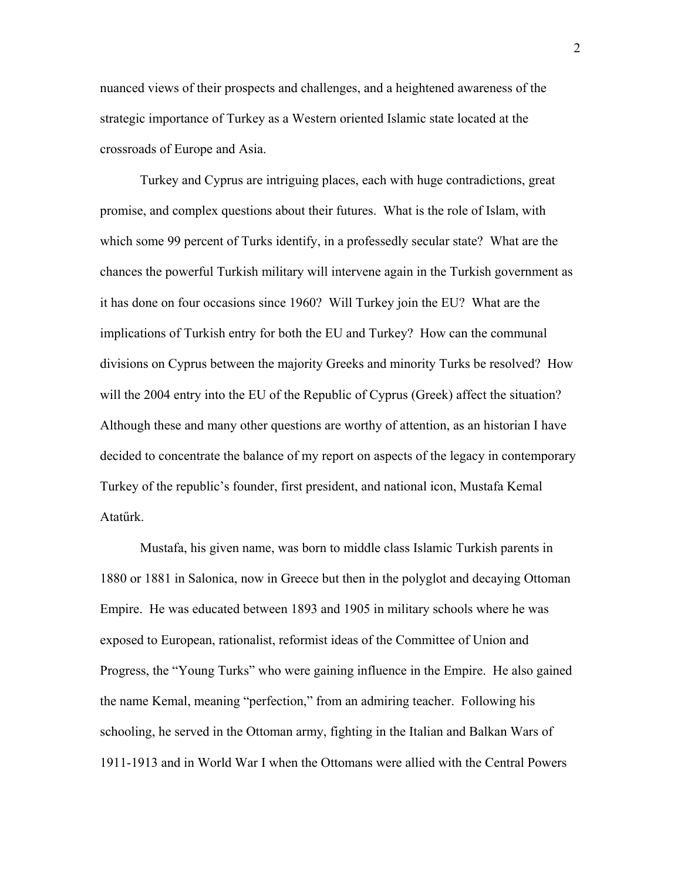nuanced views of their prospects and challenges, and a heightened awareness of the strategic importance of Turkey as a Western oriented Islamic state located at the crossroads of Europe and Asia.

Turkey and Cyprus are intriguing places, each with huge contradictions, great promise, and complex questions about their futures. What is the role of Islam, with which some 99 percent of Turks identify, in a professedly secular state? What are the chances the powerful Turkish military will intervene again in the Turkish government as it has done on four occasions since 1960? Will Turkey join the EU? What are the implications of Turkish entry for both the EU and Turkey? How can the communal divisions on Cyprus between the majority Greeks and minority Turks be resolved? How will the 2004 entry into the EU of the Republic of Cyprus (Greek) affect the situation? Although these and many other questions are worthy of attention, as an historian I have decided to concentrate the balance of my report on aspects of the legacy in contemporary Turkey of the republic's founder, first president, and national icon, Mustafa Kemal Atatűrk.

Mustafa, his given name, was born to middle class Islamic Turkish parents in 1880 or 1881 in Salonica, now in Greece but then in the polyglot and decaying Ottoman Empire. He was educated between 1893 and 1905 in military schools where he was exposed to European, rationalist, reformist ideas of the Committee of Union and Progress, the "Young Turks" who were gaining influence in the Empire. He also gained the name Kemal, meaning "perfection," from an admiring teacher. Following his schooling, he served in the Ottoman army, fighting in the Italian and Balkan Wars of 1911-1913 and in World War I when the Ottomans were allied with the Central Powers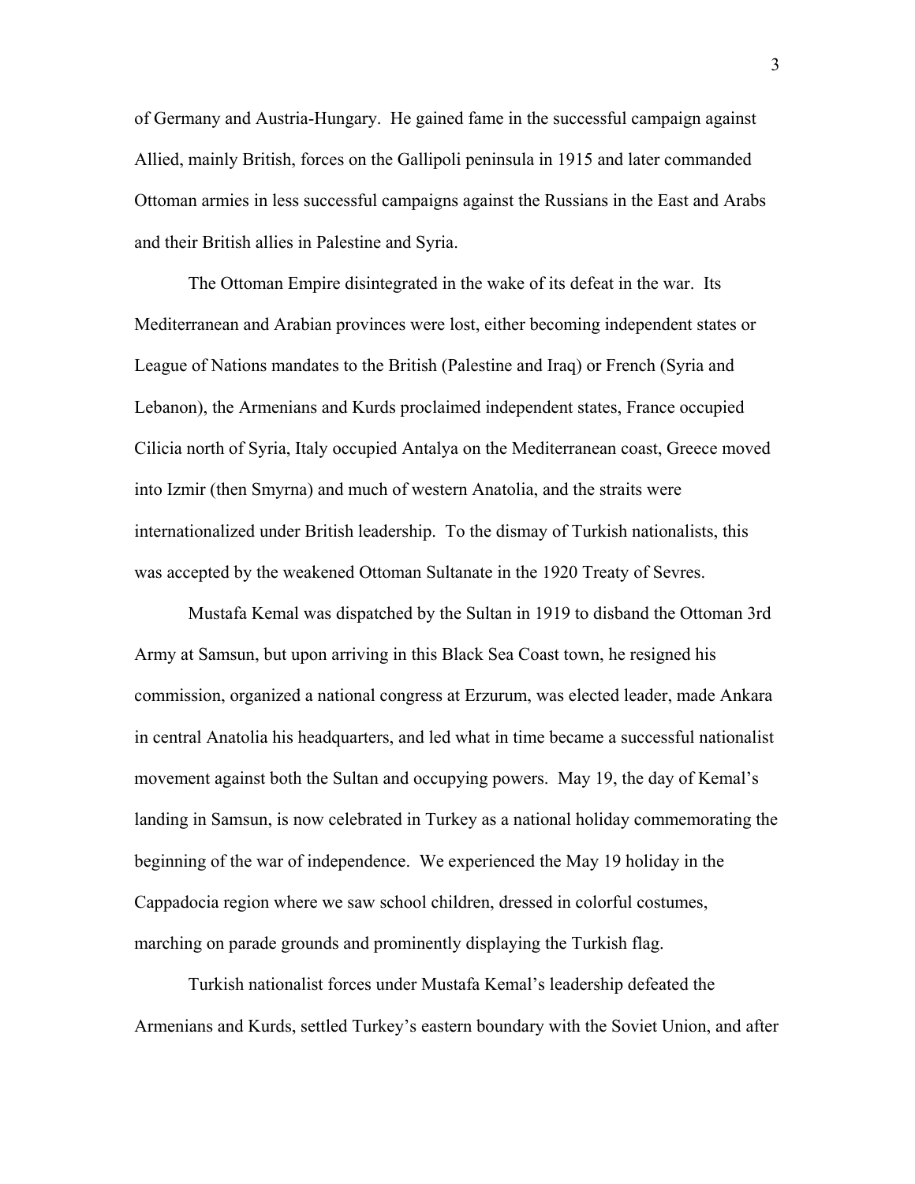of Germany and Austria-Hungary. He gained fame in the successful campaign against Allied, mainly British, forces on the Gallipoli peninsula in 1915 and later commanded Ottoman armies in less successful campaigns against the Russians in the East and Arabs and their British allies in Palestine and Syria.

The Ottoman Empire disintegrated in the wake of its defeat in the war. Its Mediterranean and Arabian provinces were lost, either becoming independent states or League of Nations mandates to the British (Palestine and Iraq) or French (Syria and Lebanon), the Armenians and Kurds proclaimed independent states, France occupied Cilicia north of Syria, Italy occupied Antalya on the Mediterranean coast, Greece moved into Izmir (then Smyrna) and much of western Anatolia, and the straits were internationalized under British leadership. To the dismay of Turkish nationalists, this was accepted by the weakened Ottoman Sultanate in the 1920 Treaty of Sevres.

Mustafa Kemal was dispatched by the Sultan in 1919 to disband the Ottoman 3rd Army at Samsun, but upon arriving in this Black Sea Coast town, he resigned his commission, organized a national congress at Erzurum, was elected leader, made Ankara in central Anatolia his headquarters, and led what in time became a successful nationalist movement against both the Sultan and occupying powers. May 19, the day of Kemal's landing in Samsun, is now celebrated in Turkey as a national holiday commemorating the beginning of the war of independence. We experienced the May 19 holiday in the Cappadocia region where we saw school children, dressed in colorful costumes, marching on parade grounds and prominently displaying the Turkish flag.

Turkish nationalist forces under Mustafa Kemal's leadership defeated the Armenians and Kurds, settled Turkey's eastern boundary with the Soviet Union, and after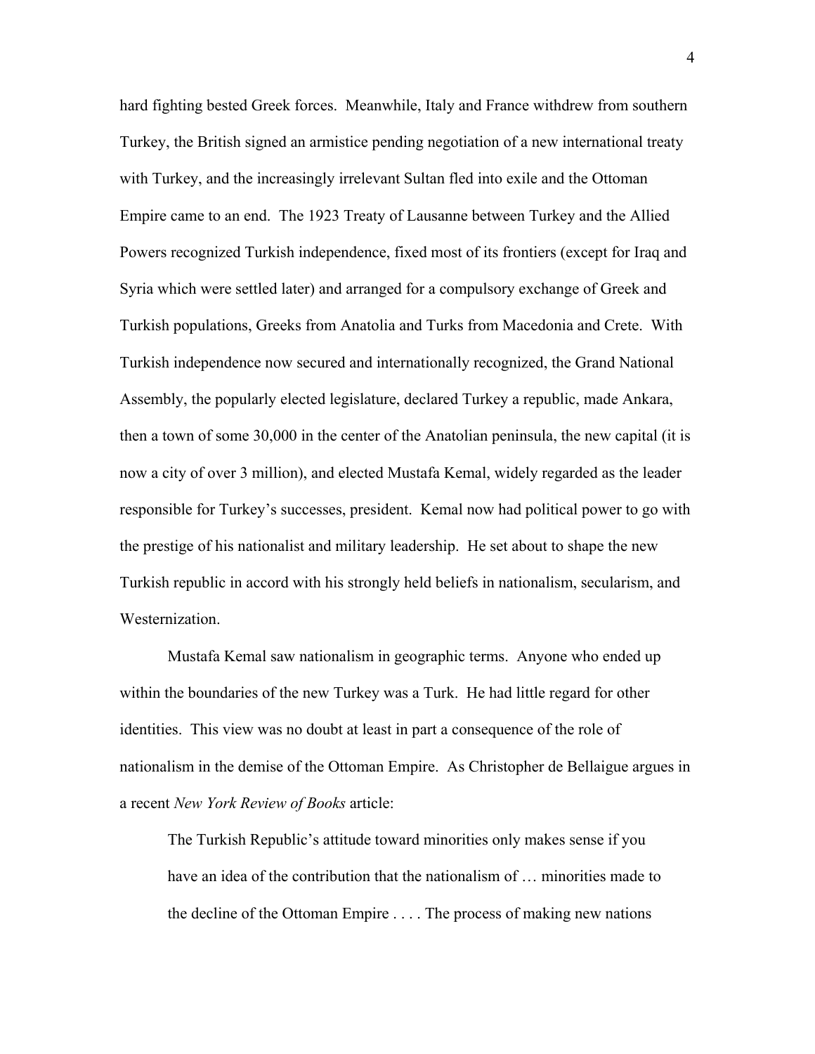hard fighting bested Greek forces. Meanwhile, Italy and France withdrew from southern Turkey, the British signed an armistice pending negotiation of a new international treaty with Turkey, and the increasingly irrelevant Sultan fled into exile and the Ottoman Empire came to an end. The 1923 Treaty of Lausanne between Turkey and the Allied Powers recognized Turkish independence, fixed most of its frontiers (except for Iraq and Syria which were settled later) and arranged for a compulsory exchange of Greek and Turkish populations, Greeks from Anatolia and Turks from Macedonia and Crete. With Turkish independence now secured and internationally recognized, the Grand National Assembly, the popularly elected legislature, declared Turkey a republic, made Ankara, then a town of some 30,000 in the center of the Anatolian peninsula, the new capital (it is now a city of over 3 million), and elected Mustafa Kemal, widely regarded as the leader responsible for Turkey's successes, president. Kemal now had political power to go with the prestige of his nationalist and military leadership. He set about to shape the new Turkish republic in accord with his strongly held beliefs in nationalism, secularism, and Westernization.

Mustafa Kemal saw nationalism in geographic terms. Anyone who ended up within the boundaries of the new Turkey was a Turk. He had little regard for other identities. This view was no doubt at least in part a consequence of the role of nationalism in the demise of the Ottoman Empire. As Christopher de Bellaigue argues in a recent *New York Review of Books* article:

> The Turkish Republic's attitude toward minorities only makes sense if you have an idea of the contribution that the nationalism of … minorities made to the decline of the Ottoman Empire . . . . The process of making new nations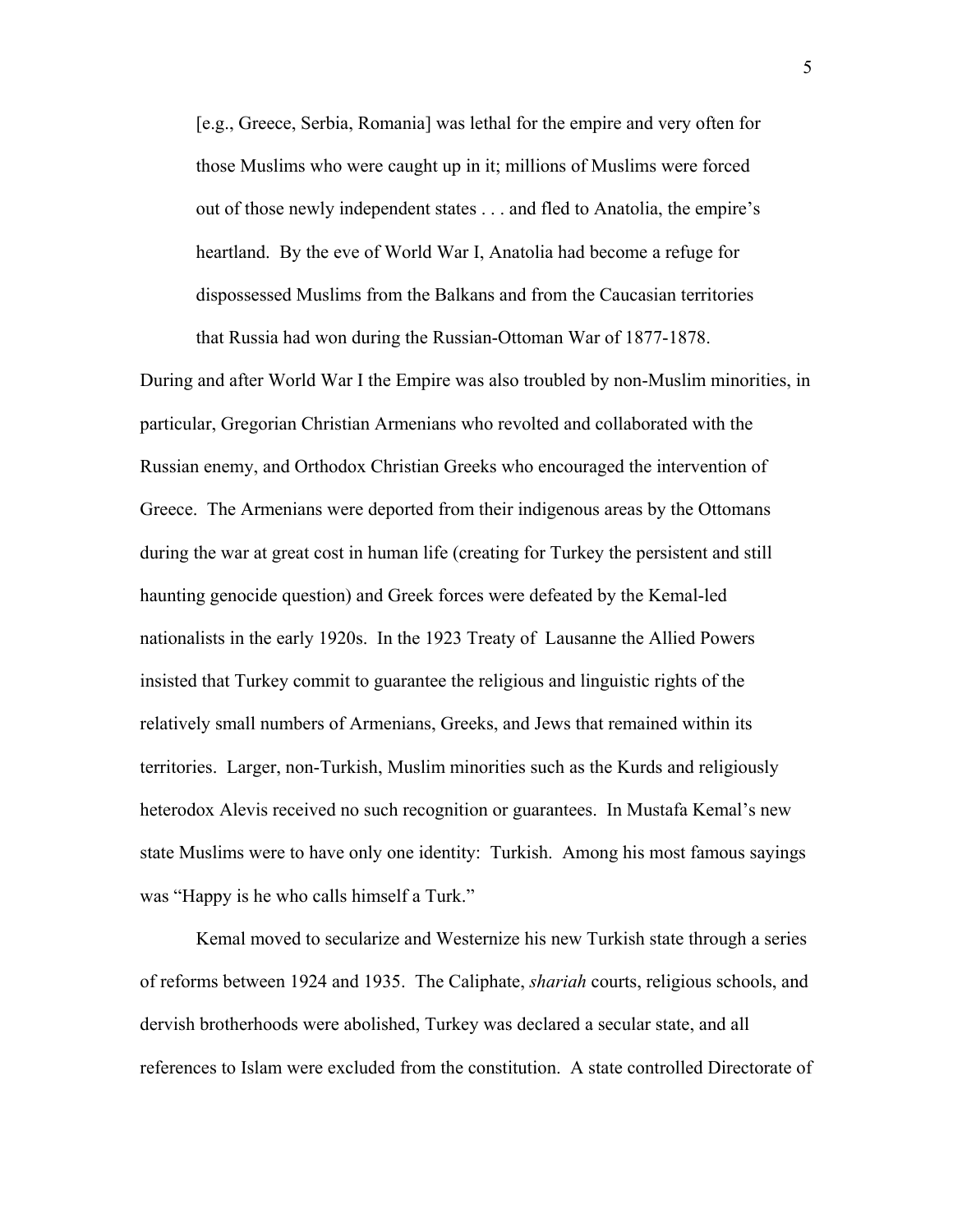> [e.g., Greece, Serbia, Romania] was lethal for the empire and very often for those Muslims who were caught up in it; millions of Muslims were forced out of those newly independent states . . . and fled to Anatolia, the empire's heartland. By the eve of World War I, Anatolia had become a refuge for dispossessed Muslims from the Balkans and from the Caucasian territories that Russia had won during the Russian-Ottoman War of 1877-1878.

During and after World War I the Empire was also troubled by non-Muslim minorities, in particular, Gregorian Christian Armenians who revolted and collaborated with the Russian enemy, and Orthodox Christian Greeks who encouraged the intervention of Greece. The Armenians were deported from their indigenous areas by the Ottomans during the war at great cost in human life (creating for Turkey the persistent and still haunting genocide question) and Greek forces were defeated by the Kemal-led nationalists in the early 1920s. In the 1923 Treaty of Lausanne the Allied Powers insisted that Turkey commit to guarantee the religious and linguistic rights of the relatively small numbers of Armenians, Greeks, and Jews that remained within its territories. Larger, non-Turkish, Muslim minorities such as the Kurds and religiously heterodox Alevis received no such recognition or guarantees. In Mustafa Kemal's new state Muslims were to have only one identity: Turkish. Among his most famous sayings was "Happy is he who calls himself a Turk."

Kemal moved to secularize and Westernize his new Turkish state through a series of reforms between 1924 and 1935. The Caliphate, *shariah* courts, religious schools, and dervish brotherhoods were abolished, Turkey was declared a secular state, and all references to Islam were excluded from the constitution. A state controlled Directorate of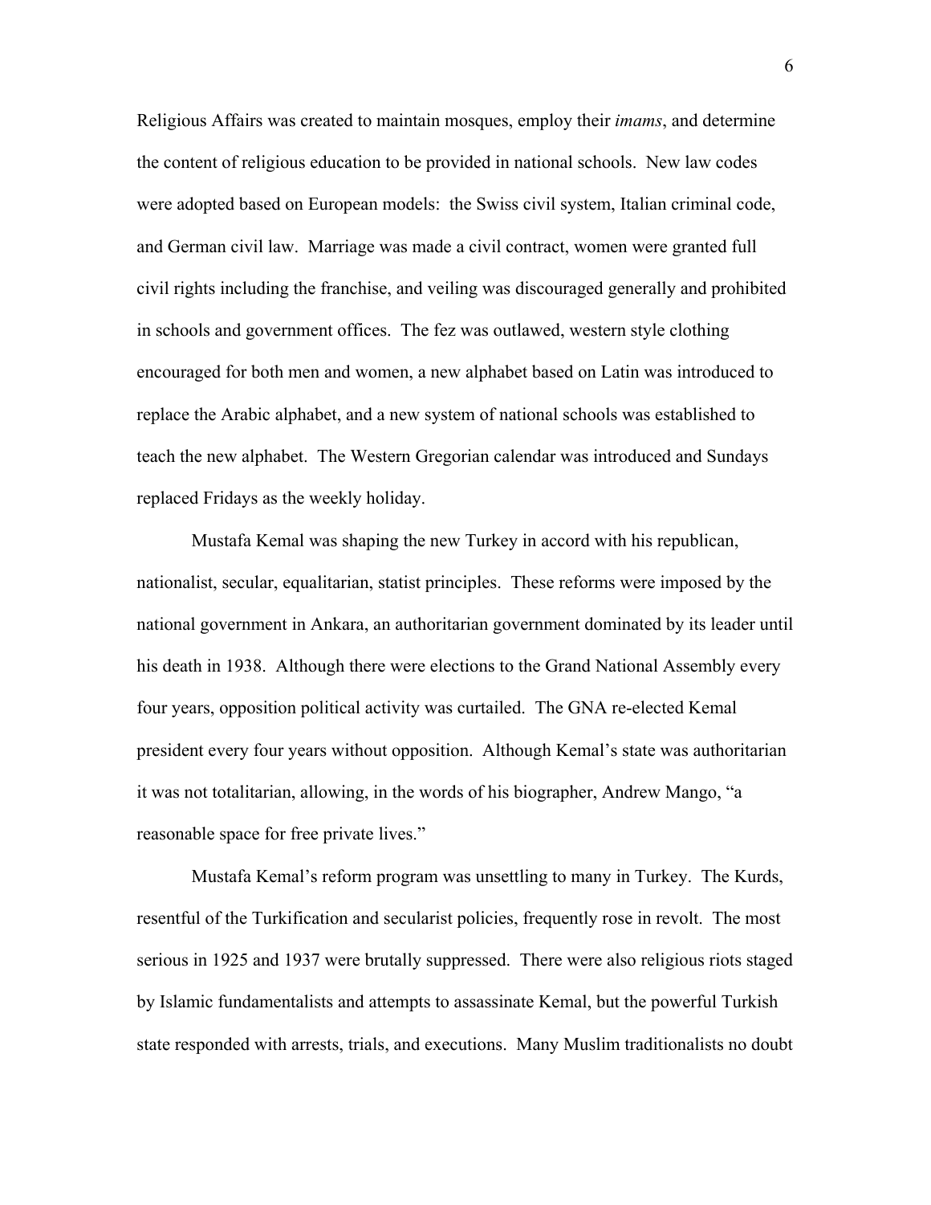Religious Affairs was created to maintain mosques, employ their *imams*, and determine the content of religious education to be provided in national schools. New law codes were adopted based on European models: the Swiss civil system, Italian criminal code, and German civil law. Marriage was made a civil contract, women were granted full civil rights including the franchise, and veiling was discouraged generally and prohibited in schools and government offices. The fez was outlawed, western style clothing encouraged for both men and women, a new alphabet based on Latin was introduced to replace the Arabic alphabet, and a new system of national schools was established to teach the new alphabet. The Western Gregorian calendar was introduced and Sundays replaced Fridays as the weekly holiday.

Mustafa Kemal was shaping the new Turkey in accord with his republican, nationalist, secular, equalitarian, statist principles. These reforms were imposed by the national government in Ankara, an authoritarian government dominated by its leader until his death in 1938. Although there were elections to the Grand National Assembly every four years, opposition political activity was curtailed. The GNA re-elected Kemal president every four years without opposition. Although Kemal's state was authoritarian it was not totalitarian, allowing, in the words of his biographer, Andrew Mango, "a reasonable space for free private lives."

Mustafa Kemal's reform program was unsettling to many in Turkey. The Kurds, resentful of the Turkification and secularist policies, frequently rose in revolt. The most serious in 1925 and 1937 were brutally suppressed. There were also religious riots staged by Islamic fundamentalists and attempts to assassinate Kemal, but the powerful Turkish state responded with arrests, trials, and executions. Many Muslim traditionalists no doubt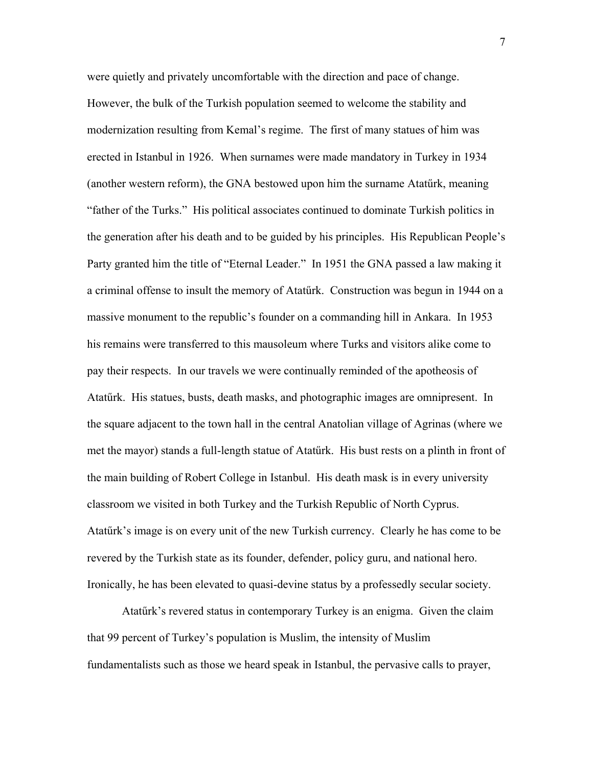were quietly and privately uncomfortable with the direction and pace of change. However, the bulk of the Turkish population seemed to welcome the stability and modernization resulting from Kemal's regime. The first of many statues of him was erected in Istanbul in 1926. When surnames were made mandatory in Turkey in 1934 (another western reform), the GNA bestowed upon him the surname Atatűrk, meaning "father of the Turks." His political associates continued to dominate Turkish politics in the generation after his death and to be guided by his principles. His Republican People's Party granted him the title of "Eternal Leader." In 1951 the GNA passed a law making it a criminal offense to insult the memory of Atatűrk. Construction was begun in 1944 on a massive monument to the republic's founder on a commanding hill in Ankara. In 1953 his remains were transferred to this mausoleum where Turks and visitors alike come to pay their respects. In our travels we were continually reminded of the apotheosis of Atatűrk. His statues, busts, death masks, and photographic images are omnipresent. In the square adjacent to the town hall in the central Anatolian village of Agrinas (where we met the mayor) stands a full-length statue of Atatűrk. His bust rests on a plinth in front of the main building of Robert College in Istanbul. His death mask is in every university classroom we visited in both Turkey and the Turkish Republic of North Cyprus. Atatűrk's image is on every unit of the new Turkish currency. Clearly he has come to be revered by the Turkish state as its founder, defender, policy guru, and national hero. Ironically, he has been elevated to quasi-devine status by a professedly secular society.

Atatűrk's revered status in contemporary Turkey is an enigma. Given the claim that 99 percent of Turkey's population is Muslim, the intensity of Muslim fundamentalists such as those we heard speak in Istanbul, the pervasive calls to prayer,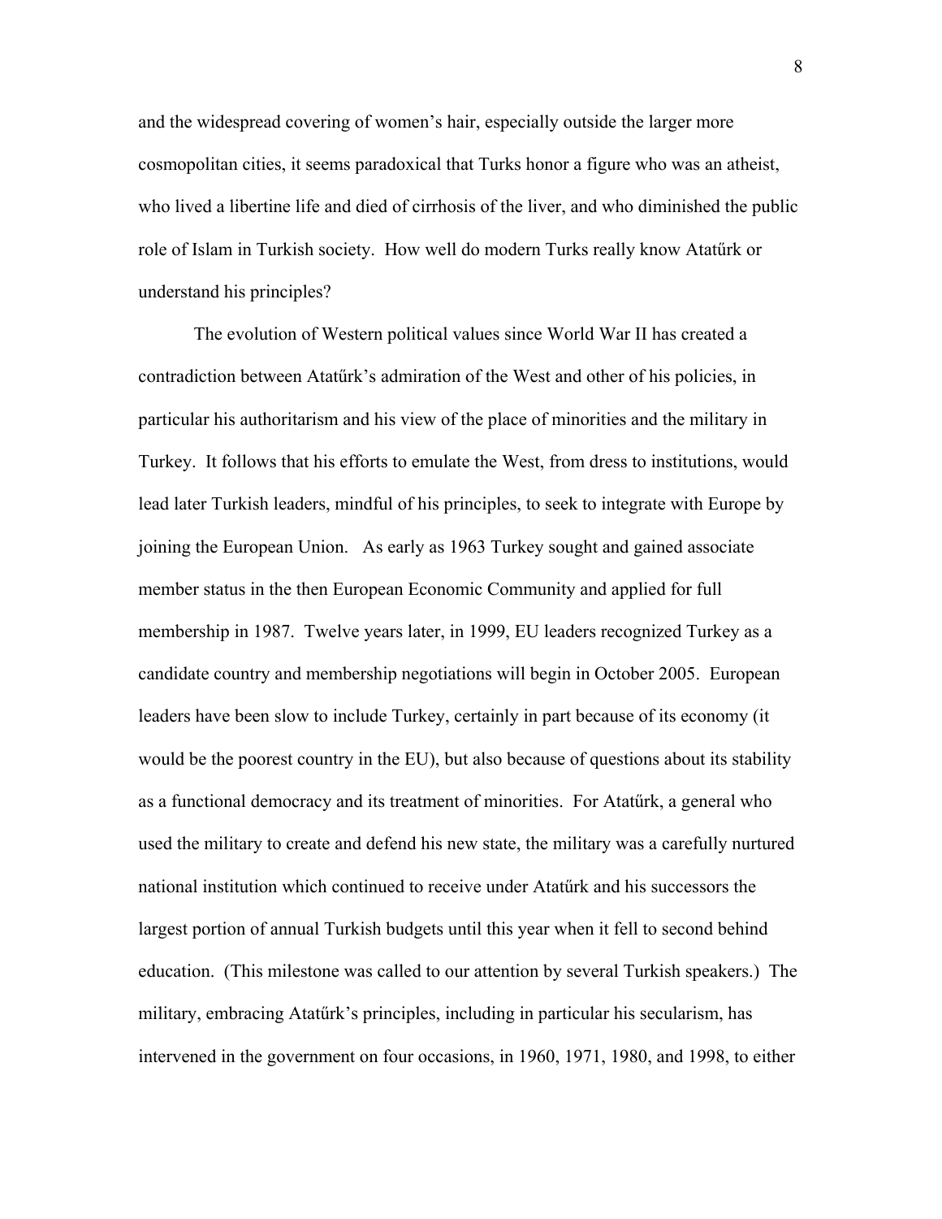and the widespread covering of women's hair, especially outside the larger more cosmopolitan cities, it seems paradoxical that Turks honor a figure who was an atheist, who lived a libertine life and died of cirrhosis of the liver, and who diminished the public role of Islam in Turkish society. How well do modern Turks really know Atatűrk or understand his principles?

The evolution of Western political values since World War II has created a contradiction between Atatűrk's admiration of the West and other of his policies, in particular his authoritarism and his view of the place of minorities and the military in Turkey. It follows that his efforts to emulate the West, from dress to institutions, would lead later Turkish leaders, mindful of his principles, to seek to integrate with Europe by joining the European Union. As early as 1963 Turkey sought and gained associate member status in the then European Economic Community and applied for full membership in 1987. Twelve years later, in 1999, EU leaders recognized Turkey as a candidate country and membership negotiations will begin in October 2005. European leaders have been slow to include Turkey, certainly in part because of its economy (it would be the poorest country in the EU), but also because of questions about its stability as a functional democracy and its treatment of minorities. For Atatűrk, a general who used the military to create and defend his new state, the military was a carefully nurtured national institution which continued to receive under Atatűrk and his successors the largest portion of annual Turkish budgets until this year when it fell to second behind education. (This milestone was called to our attention by several Turkish speakers.) The military, embracing Atatűrk's principles, including in particular his secularism, has intervened in the government on four occasions, in 1960, 1971, 1980, and 1998, to either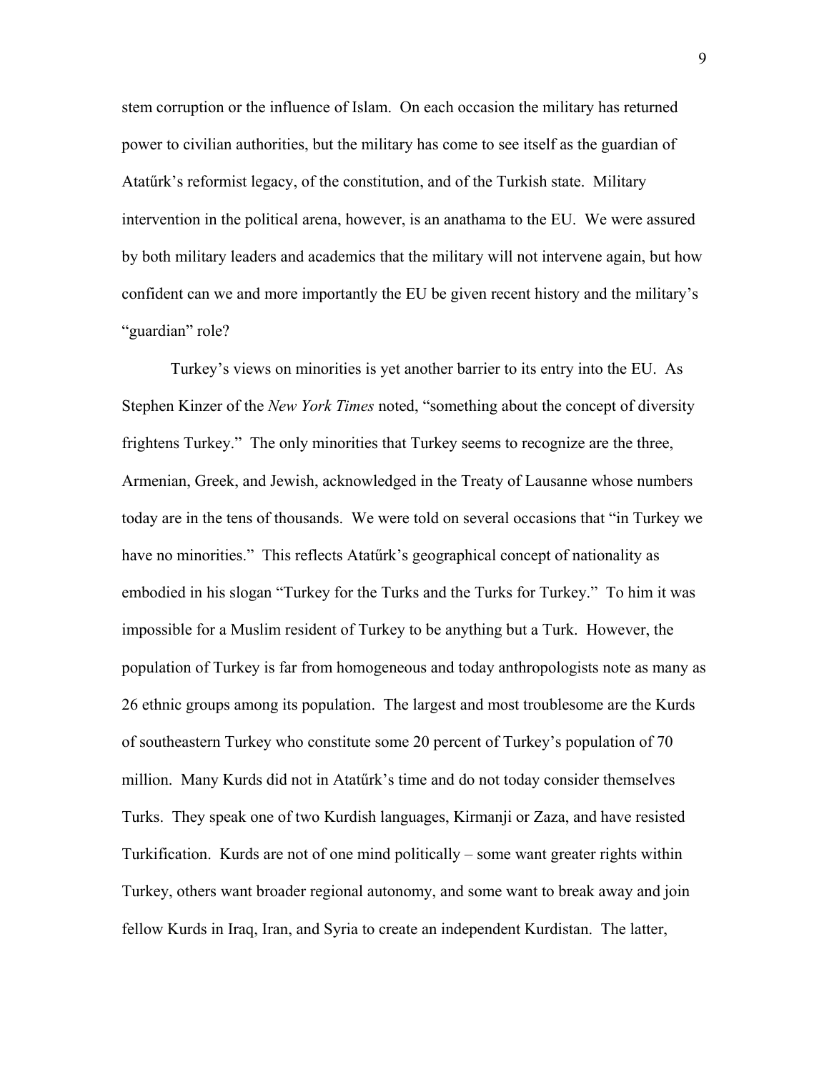stem corruption or the influence of Islam. On each occasion the military has returned power to civilian authorities, but the military has come to see itself as the guardian of Atatűrk's reformist legacy, of the constitution, and of the Turkish state. Military intervention in the political arena, however, is an anathama to the EU. We were assured by both military leaders and academics that the military will not intervene again, but how confident can we and more importantly the EU be given recent history and the military's "guardian" role?

Turkey's views on minorities is yet another barrier to its entry into the EU. As Stephen Kinzer of the *New York Times* noted, "something about the concept of diversity frightens Turkey." The only minorities that Turkey seems to recognize are the three, Armenian, Greek, and Jewish, acknowledged in the Treaty of Lausanne whose numbers today are in the tens of thousands. We were told on several occasions that "in Turkey we have no minorities." This reflects Atatűrk's geographical concept of nationality as embodied in his slogan "Turkey for the Turks and the Turks for Turkey." To him it was impossible for a Muslim resident of Turkey to be anything but a Turk. However, the population of Turkey is far from homogeneous and today anthropologists note as many as 26 ethnic groups among its population. The largest and most troublesome are the Kurds of southeastern Turkey who constitute some 20 percent of Turkey's population of 70 million. Many Kurds did not in Atatűrk's time and do not today consider themselves Turks. They speak one of two Kurdish languages, Kirmanji or Zaza, and have resisted Turkification. Kurds are not of one mind politically – some want greater rights within Turkey, others want broader regional autonomy, and some want to break away and join fellow Kurds in Iraq, Iran, and Syria to create an independent Kurdistan. The latter,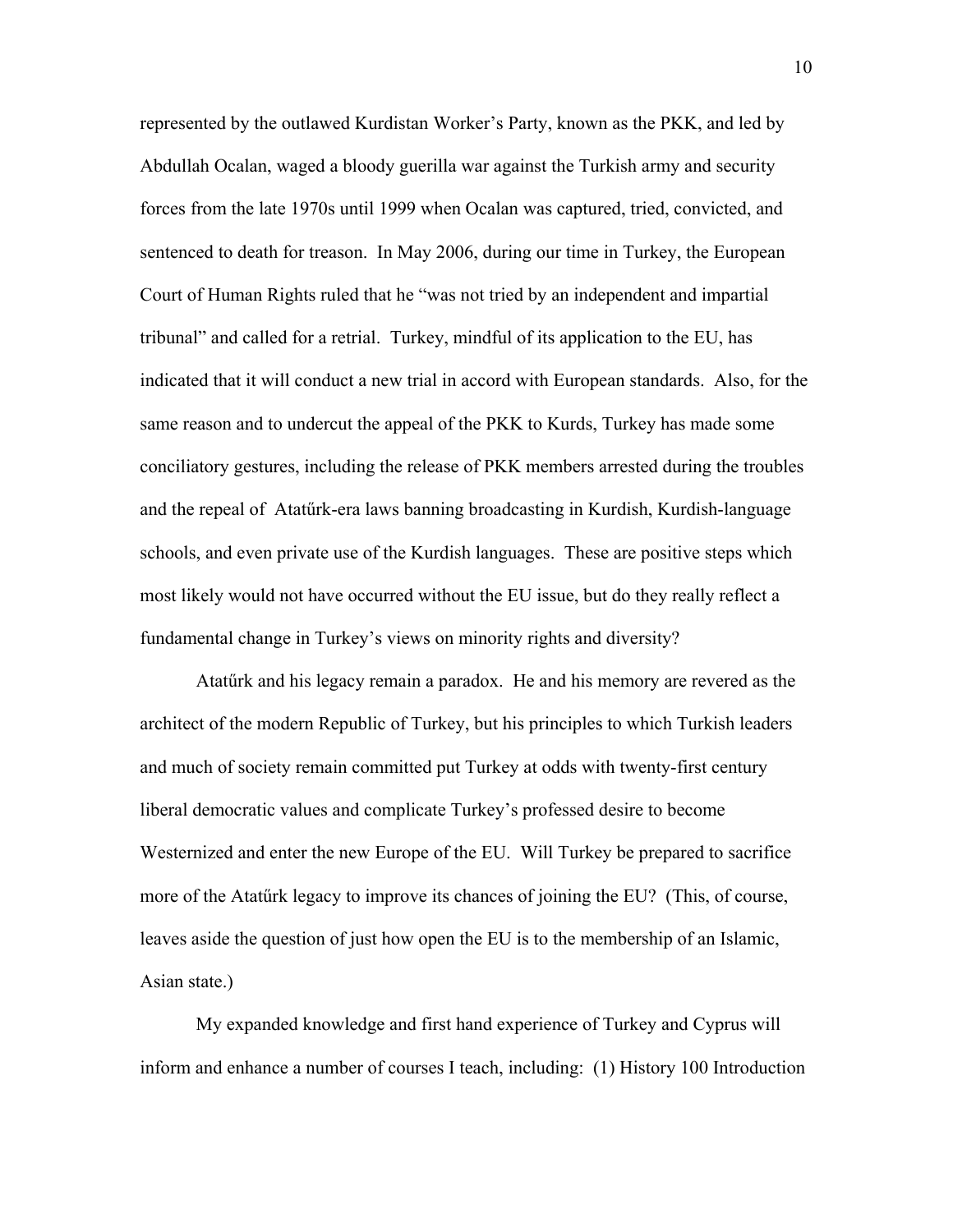represented by the outlawed Kurdistan Worker's Party, known as the PKK, and led by Abdullah Ocalan, waged a bloody guerilla war against the Turkish army and security forces from the late 1970s until 1999 when Ocalan was captured, tried, convicted, and sentenced to death for treason. In May 2006, during our time in Turkey, the European Court of Human Rights ruled that he "was not tried by an independent and impartial tribunal" and called for a retrial. Turkey, mindful of its application to the EU, has indicated that it will conduct a new trial in accord with European standards. Also, for the same reason and to undercut the appeal of the PKK to Kurds, Turkey has made some conciliatory gestures, including the release of PKK members arrested during the troubles and the repeal of Atatűrk-era laws banning broadcasting in Kurdish, Kurdish-language schools, and even private use of the Kurdish languages. These are positive steps which most likely would not have occurred without the EU issue, but do they really reflect a fundamental change in Turkey's views on minority rights and diversity?

Atatűrk and his legacy remain a paradox. He and his memory are revered as the architect of the modern Republic of Turkey, but his principles to which Turkish leaders and much of society remain committed put Turkey at odds with twenty-first century liberal democratic values and complicate Turkey's professed desire to become Westernized and enter the new Europe of the EU. Will Turkey be prepared to sacrifice more of the Atatűrk legacy to improve its chances of joining the EU? (This, of course, leaves aside the question of just how open the EU is to the membership of an Islamic, Asian state.)

My expanded knowledge and first hand experience of Turkey and Cyprus will inform and enhance a number of courses I teach, including: (1) History 100 Introduction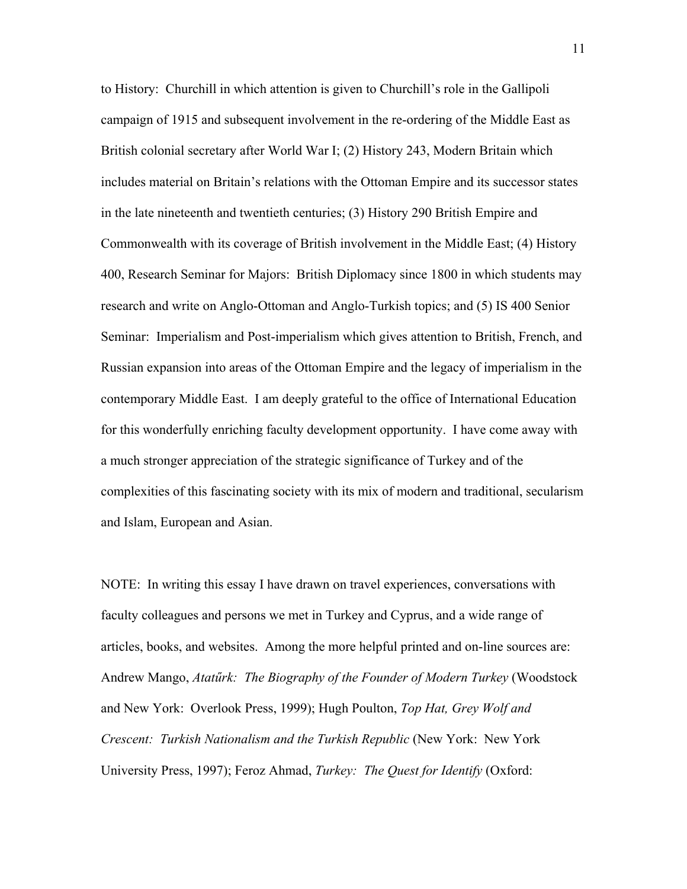to History: Churchill in which attention is given to Churchill's role in the Gallipoli campaign of 1915 and subsequent involvement in the re-ordering of the Middle East as British colonial secretary after World War I; (2) History 243, Modern Britain which includes material on Britain's relations with the Ottoman Empire and its successor states in the late nineteenth and twentieth centuries; (3) History 290 British Empire and Commonwealth with its coverage of British involvement in the Middle East; (4) History 400, Research Seminar for Majors: British Diplomacy since 1800 in which students may research and write on Anglo-Ottoman and Anglo-Turkish topics; and (5) IS 400 Senior Seminar: Imperialism and Post-imperialism which gives attention to British, French, and Russian expansion into areas of the Ottoman Empire and the legacy of imperialism in the contemporary Middle East. I am deeply grateful to the office of International Education for this wonderfully enriching faculty development opportunity. I have come away with a much stronger appreciation of the strategic significance of Turkey and of the complexities of this fascinating society with its mix of modern and traditional, secularism and Islam, European and Asian.

NOTE: In writing this essay I have drawn on travel experiences, conversations with faculty colleagues and persons we met in Turkey and Cyprus, and a wide range of articles, books, and websites. Among the more helpful printed and on-line sources are: Andrew Mango, *Atatűrk: The Biography of the Founder of Modern Turkey* (Woodstock and New York: Overlook Press, 1999); Hugh Poulton, *Top Hat, Grey Wolf and Crescent: Turkish Nationalism and the Turkish Republic* (New York: New York University Press, 1997); Feroz Ahmad, *Turkey: The Quest for Identify* (Oxford: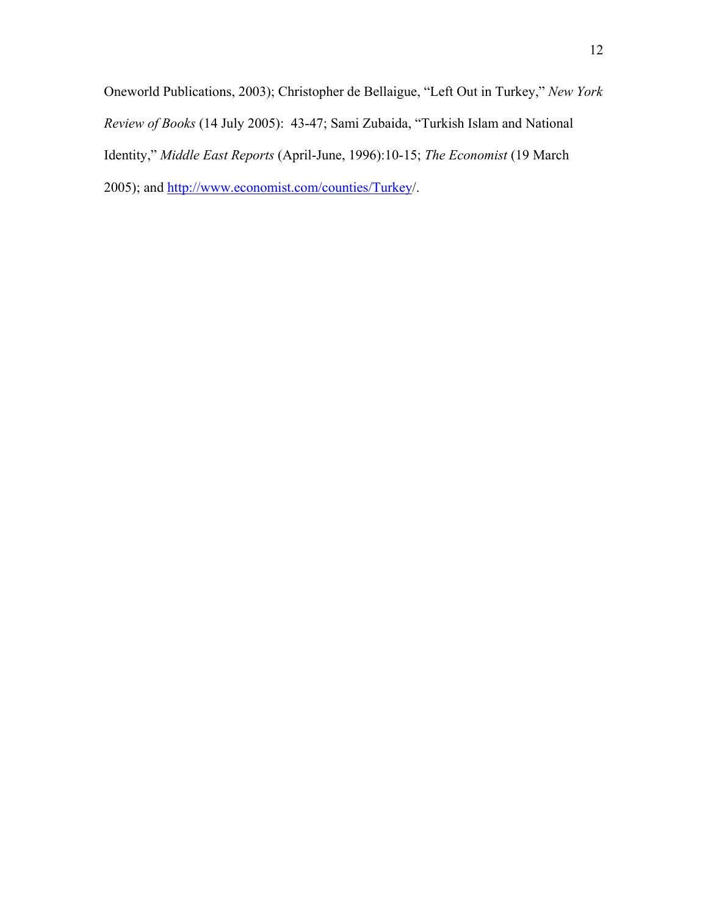Oneworld Publications, 2003); Christopher de Bellaigue, "Left Out in Turkey," *New York Review of Books* (14 July 2005): 43-47; Sami Zubaida, "Turkish Islam and National Identity," *Middle East Reports* (April-June, 1996):10-15; *The Economist* (19 March 2005); and http://www.economist.com/counties/Turkey/.